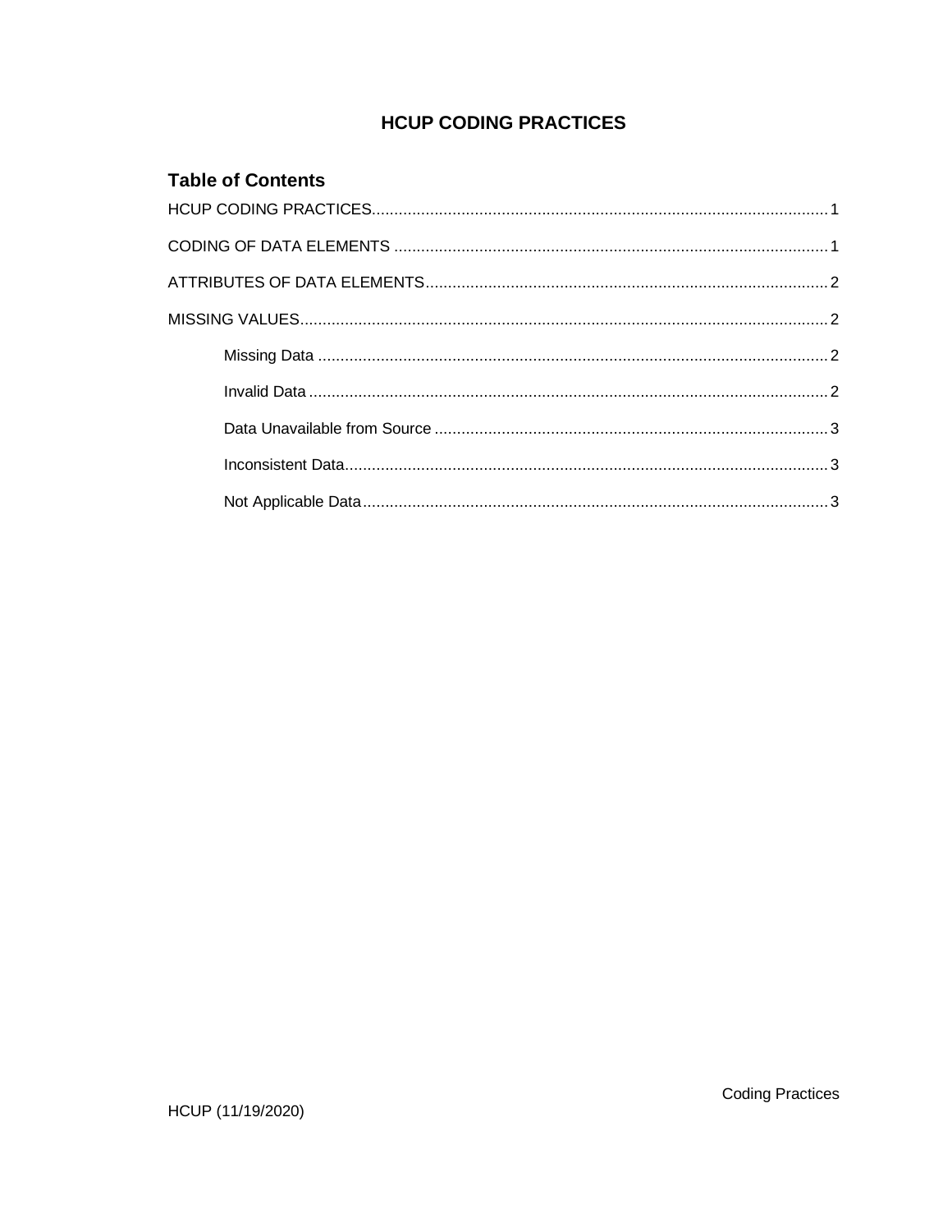# HCUP CODING PRACTICES

## Table of Contents

HCUP CODING PRACTICES........................................................................................................1

CODING OF DATA ELEMENTS ..................................................................................................1

ATTRIBUTES OF DATA ELEMENTS..........................................................................................2

MISSING VALUES......................................................................................................................2

- Missing Data ......................................................................................................................2
- Invalid Data ........................................................................................................................2
- Data Unavailable from Source ...........................................................................................3
- Inconsistent Data................................................................................................................3
- Not Applicable Data............................................................................................................3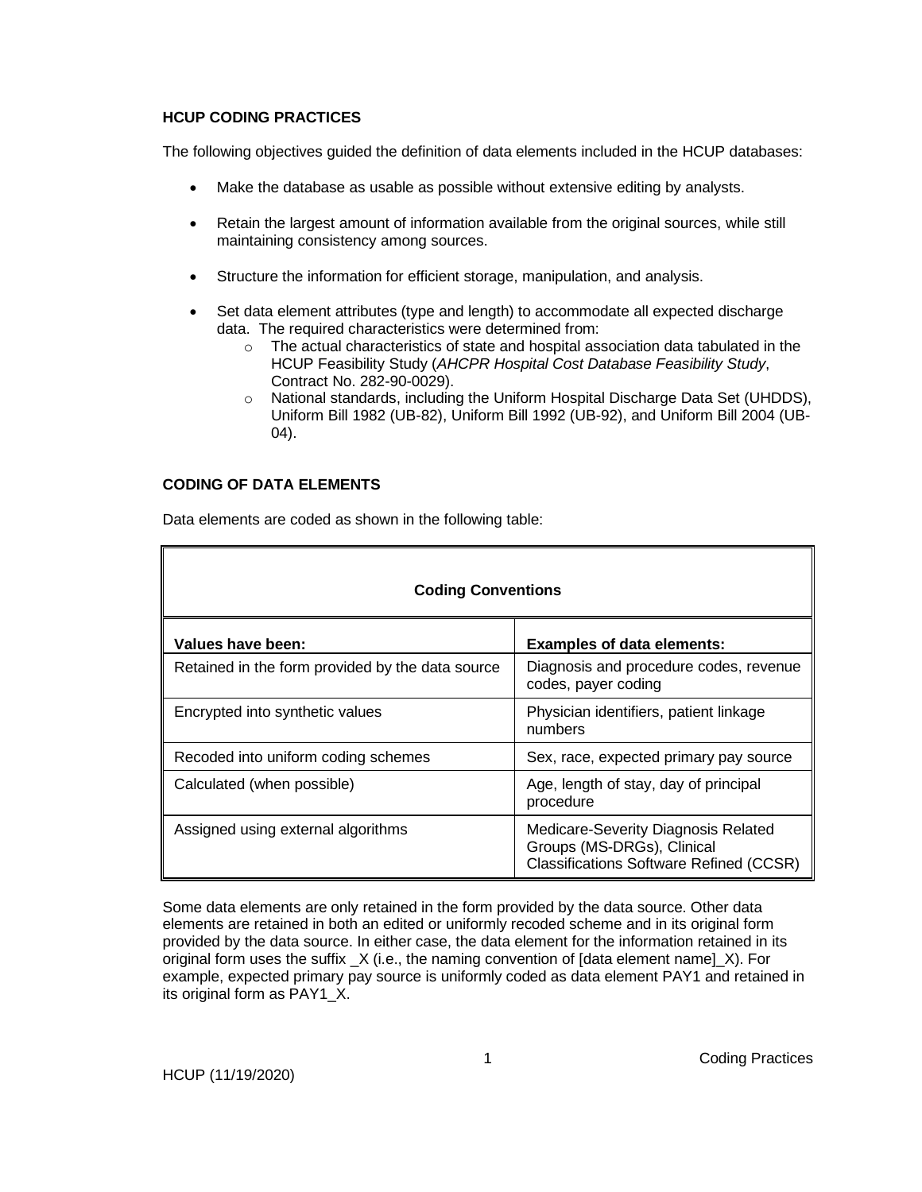## HCUP CODING PRACTICES

The following objectives guided the definition of data elements included in the HCUP databases:

- Make the database as usable as possible without extensive editing by analysts.
- Retain the largest amount of information available from the original sources, while still maintaining consistency among sources.
- Structure the information for efficient storage, manipulation, and analysis.
- Set data element attributes (type and length) to accommodate all expected discharge data. The required characteristics were determined from:
  - The actual characteristics of state and hospital association data tabulated in the HCUP Feasibility Study (*AHCPR Hospital Cost Database Feasibility Study*, Contract No. 282-90-0029).
  - National standards, including the Uniform Hospital Discharge Data Set (UHDDS), Uniform Bill 1982 (UB-82), Uniform Bill 1992 (UB-92), and Uniform Bill 2004 (UB-04).

## CODING OF DATA ELEMENTS

Data elements are coded as shown in the following table:

| **Coding Conventions** | |
|---|---|
| **Values have been:** | **Examples of data elements:** |
| Retained in the form provided by the data source | Diagnosis and procedure codes, revenue codes, payer coding |
| Encrypted into synthetic values | Physician identifiers, patient linkage numbers |
| Recoded into uniform coding schemes | Sex, race, expected primary pay source |
| Calculated (when possible) | Age, length of stay, day of principal procedure |
| Assigned using external algorithms | Medicare-Severity Diagnosis Related Groups (MS-DRGs), Clinical Classifications Software Refined (CCSR) |

Some data elements are only retained in the form provided by the data source. Other data elements are retained in both an edited or uniformly recoded scheme and in its original form provided by the data source. In either case, the data element for the information retained in its original form uses the suffix _X (i.e., the naming convention of [data element name]_X). For example, expected primary pay source is uniformly coded as data element PAY1 and retained in its original form as PAY1_X.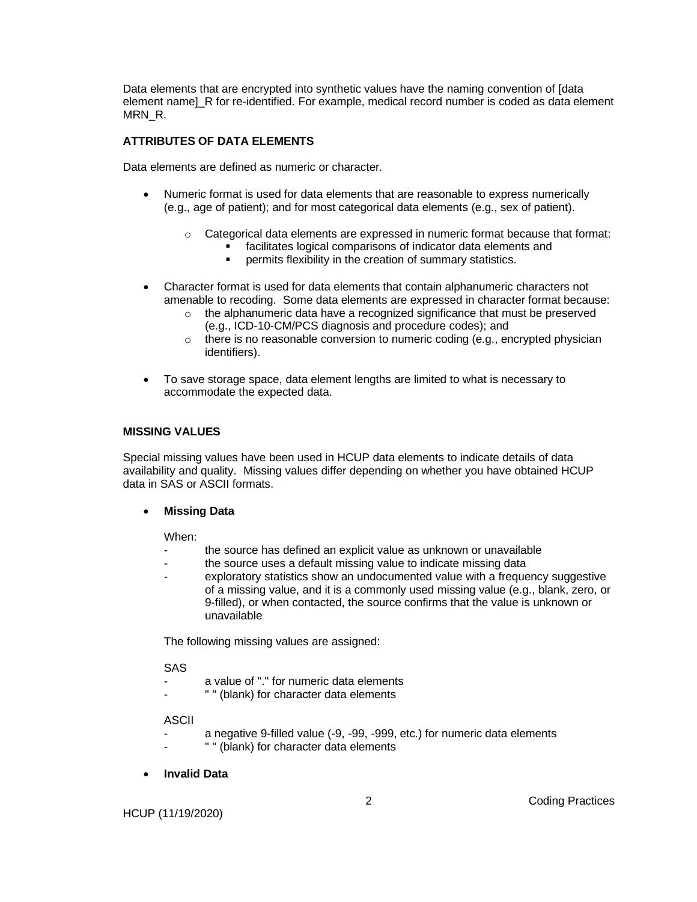Data elements that are encrypted into synthetic values have the naming convention of [data element name]_R for re-identified. For example, medical record number is coded as data element MRN_R.

## ATTRIBUTES OF DATA ELEMENTS

Data elements are defined as numeric or character.

- Numeric format is used for data elements that are reasonable to express numerically (e.g., age of patient); and for most categorical data elements (e.g., sex of patient).
  - Categorical data elements are expressed in numeric format because that format:
    - facilitates logical comparisons of indicator data elements and
    - permits flexibility in the creation of summary statistics.
- Character format is used for data elements that contain alphanumeric characters not amenable to recoding. Some data elements are expressed in character format because:
  - the alphanumeric data have a recognized significance that must be preserved (e.g., ICD-10-CM/PCS diagnosis and procedure codes); and
  - there is no reasonable conversion to numeric coding (e.g., encrypted physician identifiers).
- To save storage space, data element lengths are limited to what is necessary to accommodate the expected data.

## MISSING VALUES

Special missing values have been used in HCUP data elements to indicate details of data availability and quality. Missing values differ depending on whether you have obtained HCUP data in SAS or ASCII formats.

- **Missing Data**

  When:
  - the source has defined an explicit value as unknown or unavailable
  - the source uses a default missing value to indicate missing data
  - exploratory statistics show an undocumented value with a frequency suggestive of a missing value, and it is a commonly used missing value (e.g., blank, zero, or 9-filled), or when contacted, the source confirms that the value is unknown or unavailable

  The following missing values are assigned:

  SAS
  - a value of "." for numeric data elements
  - " " (blank) for character data elements

  ASCII
  - a negative 9-filled value (-9, -99, -999, etc.) for numeric data elements
  - " " (blank) for character data elements

- **Invalid Data**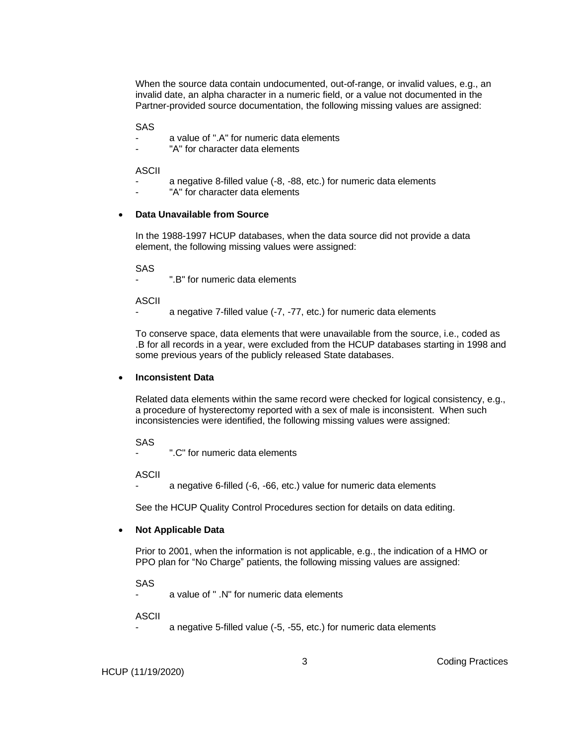When the source data contain undocumented, out-of-range, or invalid values, e.g., an invalid date, an alpha character in a numeric field, or a value not documented in the Partner-provided source documentation, the following missing values are assigned:

SAS

- a value of ".A" for numeric data elements
- "A" for character data elements

ASCII

- a negative 8-filled value (-8, -88, etc.) for numeric data elements
- "A" for character data elements

- **Data Unavailable from Source**

  In the 1988-1997 HCUP databases, when the data source did not provide a data element, the following missing values were assigned:

  SAS

  - ".B" for numeric data elements

  ASCII

  - a negative 7-filled value (-7, -77, etc.) for numeric data elements

  To conserve space, data elements that were unavailable from the source, i.e., coded as .B for all records in a year, were excluded from the HCUP databases starting in 1998 and some previous years of the publicly released State databases.

- **Inconsistent Data**

  Related data elements within the same record were checked for logical consistency, e.g., a procedure of hysterectomy reported with a sex of male is inconsistent. When such inconsistencies were identified, the following missing values were assigned:

  SAS

  - ".C" for numeric data elements

  ASCII

  - a negative 6-filled (-6, -66, etc.) value for numeric data elements

  See the HCUP Quality Control Procedures section for details on data editing.

- **Not Applicable Data**

  Prior to 2001, when the information is not applicable, e.g., the indication of a HMO or PPO plan for "No Charge" patients, the following missing values are assigned:

  SAS

  - a value of " .N" for numeric data elements

  ASCII

  - a negative 5-filled value (-5, -55, etc.) for numeric data elements